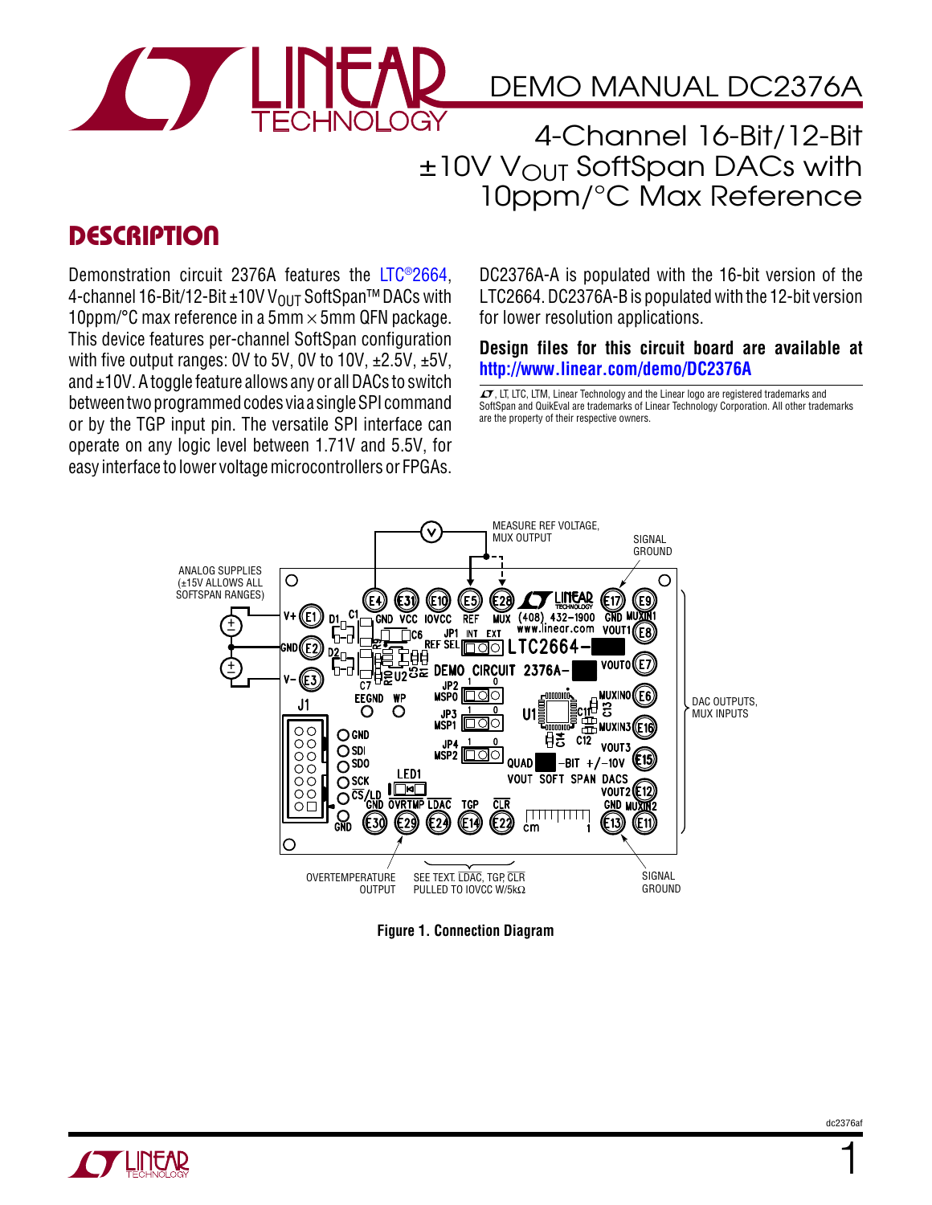# DEMO MANUAL DC2376A

## 4-Channel 16-Bit/12-Bit ±10V $V_{OUT}$ SoftSpan DACs with 10ppm/°C Max Reference

## DESCRIPTION

Demonstration circuit 2376A features the LTC®2664, 4-channel 16-Bit/12-Bit ±10V $V_{OUT}$ SoftSpan™ DACs with 10ppm/°C max reference in a 5mm × 5mm QFN package. This device features per-channel SoftSpan configuration with five output ranges: 0V to 5V, 0V to 10V, ±2.5V, ±5V, and ±10V. A toggle feature allows any or all DACs to switch between two programmed codes via a single SPI command or by the TGP input pin. The versatile SPI interface can operate on any logic level between 1.71V and 5.5V, for easy interface to lower voltage microcontrollers or FPGAs.

DC2376A-A is populated with the 16-bit version of the LTC2664. DC2376A-B is populated with the 12-bit version for lower resolution applications.

**Design files for this circuit board are available at http://www.linear.com/demo/DC2376A**

LT, LTC, LTM, Linear Technology and the Linear logo are registered trademarks and SoftSpan and QuikEval are trademarks of Linear Technology Corporation. All other trademarks are the property of their respective owners.

**Figure 1. Connection Diagram**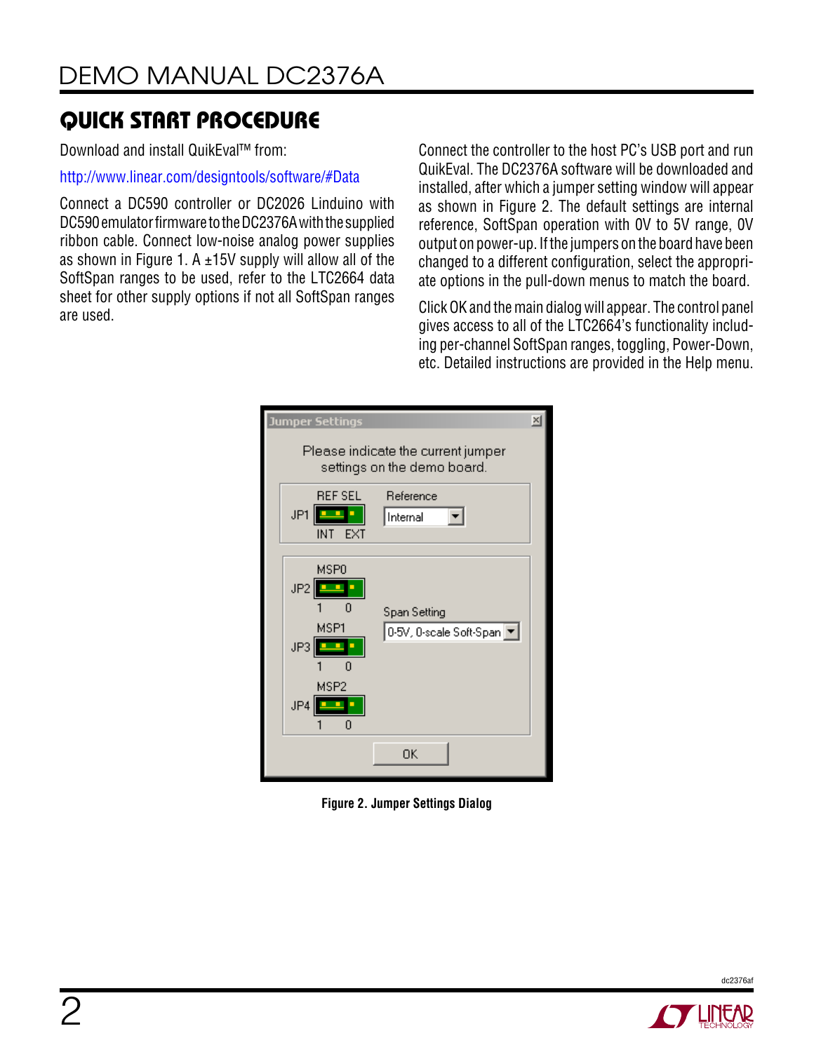## QUICK START PROCEDURE

Download and install QuikEval™ from:

http://www.linear.com/designtools/software/#Data

Connect a DC590 controller or DC2026 Linduino with DC590 emulator firmware to the DC2376A with the supplied ribbon cable. Connect low-noise analog power supplies as shown in Figure 1. A ±15V supply will allow all of the SoftSpan ranges to be used, refer to the LTC2664 data sheet for other supply options if not all SoftSpan ranges are used.

Connect the controller to the host PC's USB port and run QuikEval. The DC2376A software will be downloaded and installed, after which a jumper setting window will appear as shown in Figure 2. The default settings are internal reference, SoftSpan operation with 0V to 5V range, 0V output on power-up. If the jumpers on the board have been changed to a different configuration, select the appropriate options in the pull-down menus to match the board.

Click OK and the main dialog will appear. The control panel gives access to all of the LTC2664's functionality including per-channel SoftSpan ranges, toggling, Power-Down, etc. Detailed instructions are provided in the Help menu.

Figure 2. Jumper Settings Dialog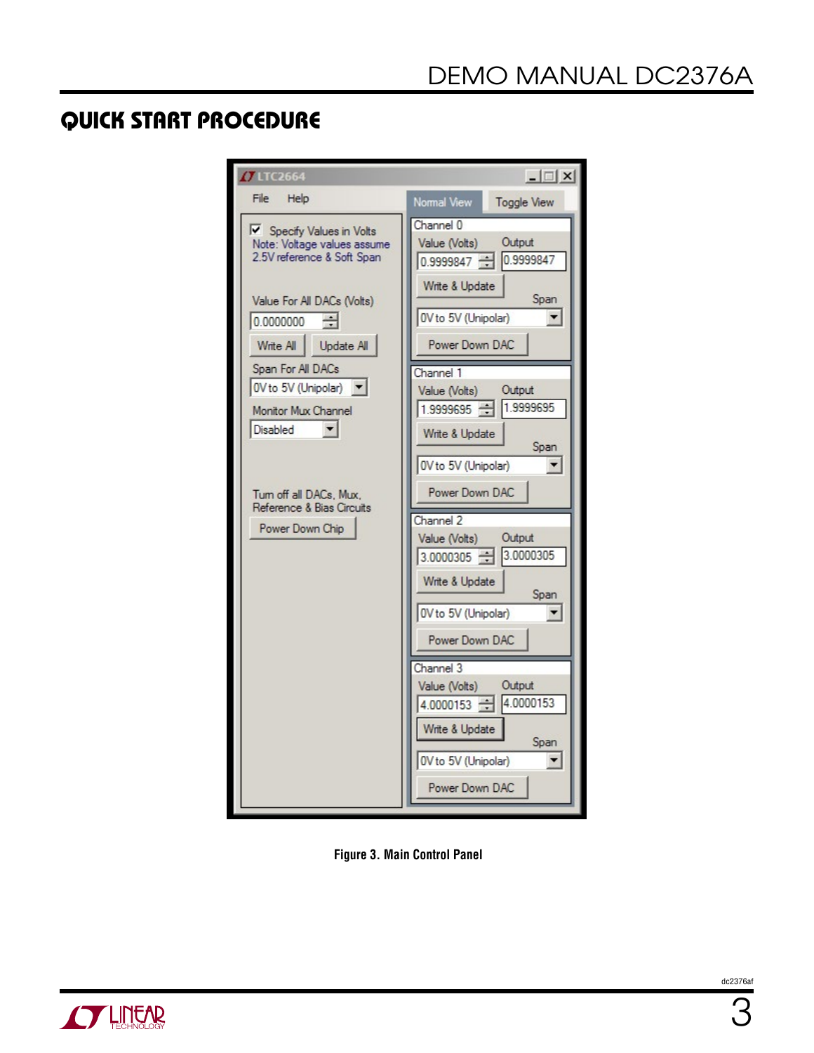## QUICK START PROCEDURE

Figure 3. Main Control Panel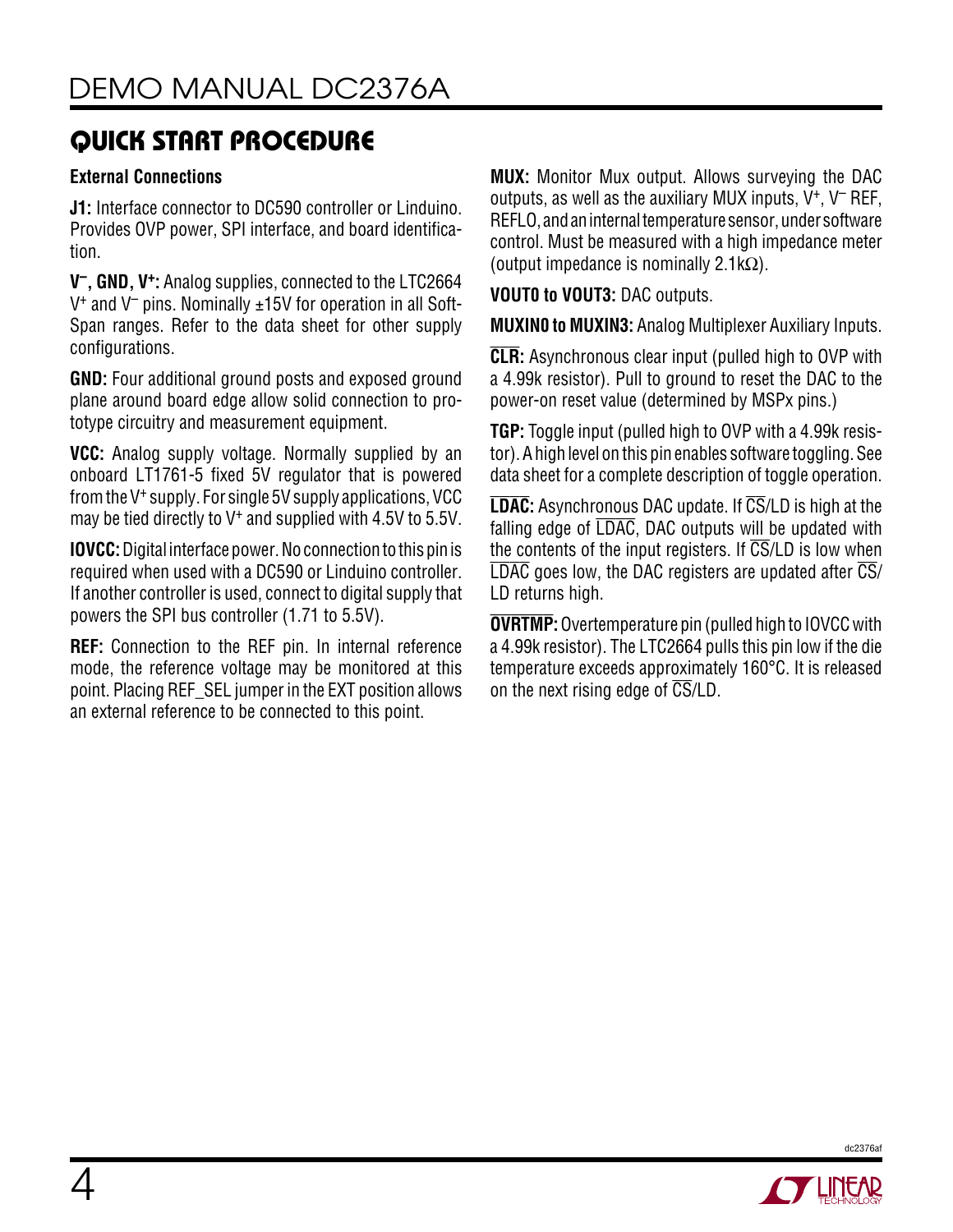## QUICK START PROCEDURE

**External Connections**

**J1:** Interface connector to DC590 controller or Linduino. Provides OVP power, SPI interface, and board identification.

**$V^–$, GND, $V^+$:** Analog supplies, connected to the LTC2664 $V^+$ and $V^–$ pins. Nominally ±15V for operation in all SoftSpan ranges. Refer to the data sheet for other supply configurations.

**GND:** Four additional ground posts and exposed ground plane around board edge allow solid connection to prototype circuitry and measurement equipment.

**VCC:** Analog supply voltage. Normally supplied by an onboard LT1761-5 fixed 5V regulator that is powered from the $V^+$ supply. For single 5V supply applications, VCC may be tied directly to $V^+$ and supplied with 4.5V to 5.5V.

**IOVCC:** Digital interface power. No connection to this pin is required when used with a DC590 or Linduino controller. If another controller is used, connect to digital supply that powers the SPI bus controller (1.71 to 5.5V).

**REF:** Connection to the REF pin. In internal reference mode, the reference voltage may be monitored at this point. Placing REF_SEL jumper in the EXT position allows an external reference to be connected to this point.

**MUX:** Monitor Mux output. Allows surveying the DAC outputs, as well as the auxiliary MUX inputs, $V^+$, $V^–$ REF, REFLO, and an internal temperature sensor, under software control. Must be measured with a high impedance meter (output impedance is nominally 2.1kΩ).

**VOUT0 to VOUT3:** DAC outputs.

**MUXIN0 to MUXIN3:** Analog Multiplexer Auxiliary Inputs.

**$\overline{\text{CLR}}$:** Asynchronous clear input (pulled high to OVP with a 4.99k resistor). Pull to ground to reset the DAC to the power-on reset value (determined by MSPx pins.)

**TGP:** Toggle input (pulled high to OVP with a 4.99k resistor). A high level on this pin enables software toggling. See data sheet for a complete description of toggle operation.

**$\overline{\text{LDAC}}$:** Asynchronous DAC update. If $\overline{\text{CS}}$/LD is high at the falling edge of $\overline{\text{LDAC}}$, DAC outputs will be updated with the contents of the input registers. If $\overline{\text{CS}}$/LD is low when $\overline{\text{LDAC}}$ goes low, the DAC registers are updated after $\overline{\text{CS}}$/LD returns high.

**$\overline{\text{OVRTMP}}$:** Overtemperature pin (pulled high to IOVCC with a 4.99k resistor). The LTC2664 pulls this pin low if the die temperature exceeds approximately 160°C. It is released on the next rising edge of $\overline{\text{CS}}$/LD.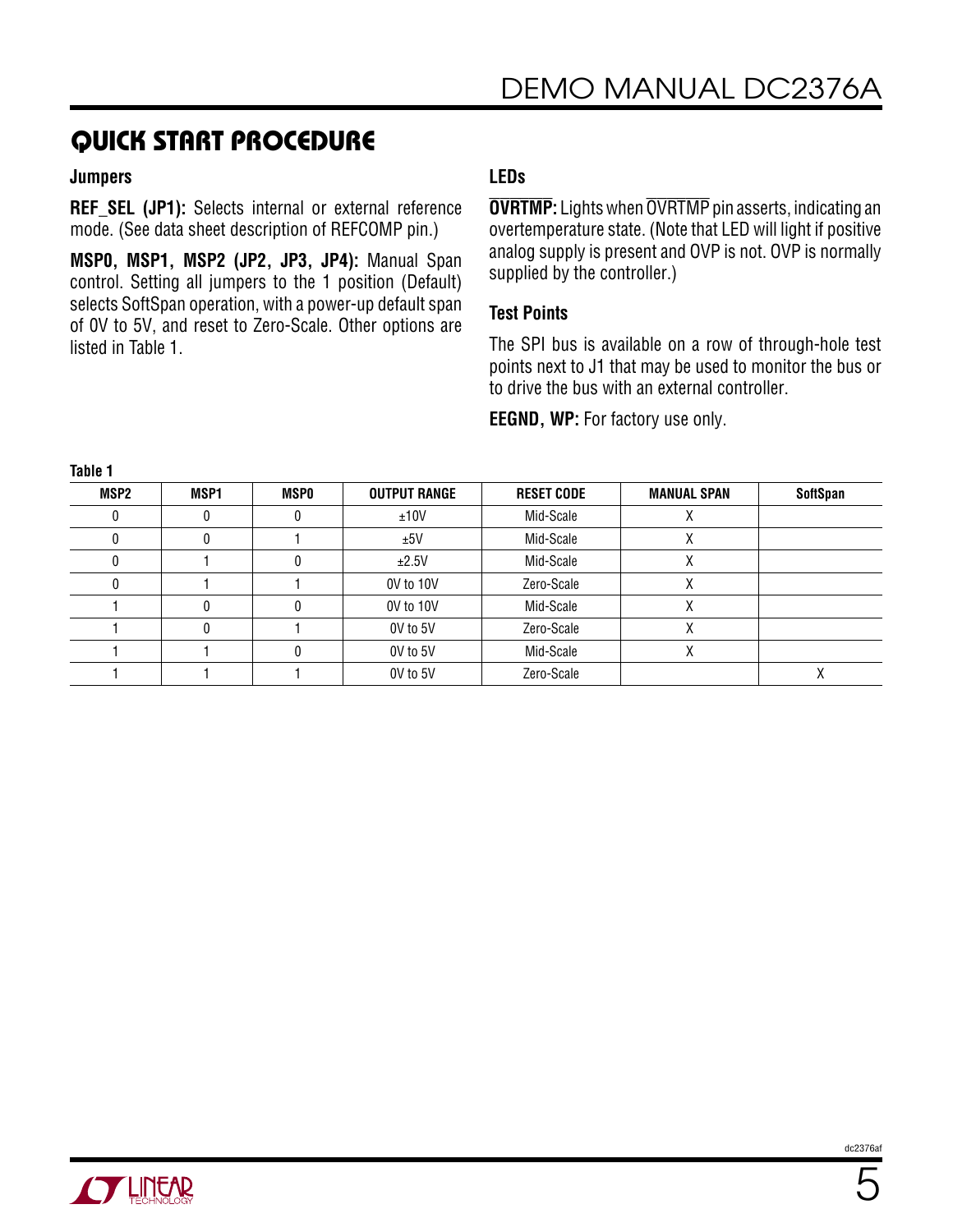## QUICK START PROCEDURE

### Jumpers

**REF_SEL (JP1):** Selects internal or external reference mode. (See data sheet description of REFCOMP pin.)

**MSP0, MSP1, MSP2 (JP2, JP3, JP4):** Manual Span control. Setting all jumpers to the 1 position (Default) selects SoftSpan operation, with a power-up default span of 0V to 5V, and reset to Zero-Scale. Other options are listed in Table 1.

### LEDs

**$\overline{\text{OVRTMP}}$:** Lights when $\overline{\text{OVRTMP}}$ pin asserts, indicating an overtemperature state. (Note that LED will light if positive analog supply is present and OVP is not. OVP is normally supplied by the controller.)

### Test Points

The SPI bus is available on a row of through-hole test points next to J1 that may be used to monitor the bus or to drive the bus with an external controller.

**EEGND, WP:** For factory use only.

**Table 1**

| MSP2 | MSP1 | MSP0 | OUTPUT RANGE | RESET CODE | MANUAL SPAN | SoftSpan |
|---|---|---|---|---|---|---|
| 0 | 0 | 0 | ±10V | Mid-Scale | X | |
| 0 | 0 | 1 | ±5V | Mid-Scale | X | |
| 0 | 1 | 0 | ±2.5V | Mid-Scale | X | |
| 0 | 1 | 1 | 0V to 10V | Zero-Scale | X | |
| 1 | 0 | 0 | 0V to 10V | Mid-Scale | X | |
| 1 | 0 | 1 | 0V to 5V | Zero-Scale | X | |
| 1 | 1 | 0 | 0V to 5V | Mid-Scale | X | |
| 1 | 1 | 1 | 0V to 5V | Zero-Scale | | X |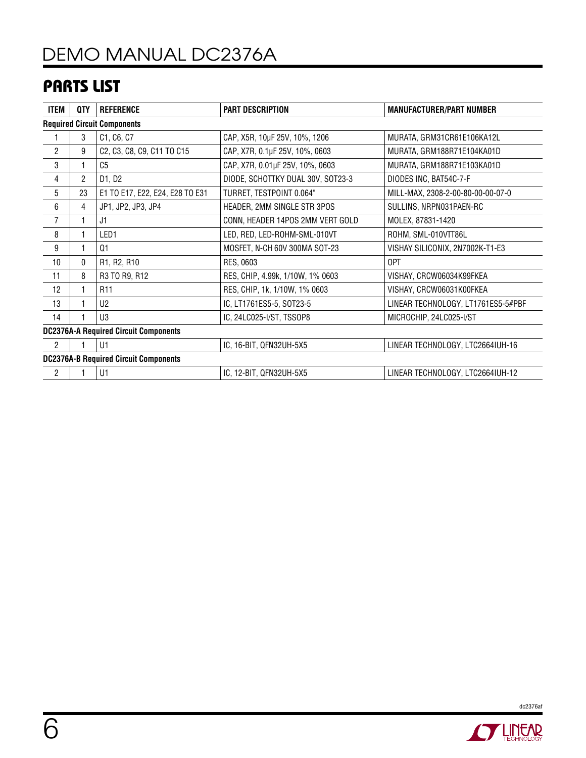## PARTS LIST

| ITEM | QTY | REFERENCE | PART DESCRIPTION | MANUFACTURER/PART NUMBER |
|---|---|---|---|---|
| **Required Circuit Components** | | | | |
| 1 | 3 | C1, C6, C7 | CAP, X5R, 10µF 25V, 10%, 1206 | MURATA, GRM31CR61E106KA12L |
| 2 | 9 | C2, C3, C8, C9, C11 TO C15 | CAP, X7R, 0.1µF 25V, 10%, 0603 | MURATA, GRM188R71E104KA01D |
| 3 | 1 | C5 | CAP, X7R, 0.01µF 25V, 10%, 0603 | MURATA, GRM188R71E103KA01D |
| 4 | 2 | D1, D2 | DIODE, SCHOTTKY DUAL 30V, SOT23-3 | DIODES INC, BAT54C-7-F |
| 5 | 23 | E1 TO E17, E22, E24, E28 TO E31 | TURRET, TESTPOINT 0.064" | MILL-MAX, 2308-2-00-80-00-00-07-0 |
| 6 | 4 | JP1, JP2, JP3, JP4 | HEADER, 2MM SINGLE STR 3POS | SULLINS, NRPN031PAEN-RC |
| 7 | 1 | J1 | CONN, HEADER 14POS 2MM VERT GOLD | MOLEX, 87831-1420 |
| 8 | 1 | LED1 | LED, RED, LED-ROHM-SML-010VT | ROHM, SML-010VTT86L |
| 9 | 1 | Q1 | MOSFET, N-CH 60V 300MA SOT-23 | VISHAY SILICONIX, 2N7002K-T1-E3 |
| 10 | 0 | R1, R2, R10 | RES, 0603 | OPT |
| 11 | 8 | R3 TO R9, R12 | RES, CHIP, 4.99k, 1/10W, 1% 0603 | VISHAY, CRCW06034K99FKEA |
| 12 | 1 | R11 | RES, CHIP, 1k, 1/10W, 1% 0603 | VISHAY, CRCW06031K00FKEA |
| 13 | 1 | U2 | IC, LT1761ES5-5, SOT23-5 | LINEAR TECHNOLOGY, LT1761ES5-5#PBF |
| 14 | 1 | U3 | IC, 24LC025-I/ST, TSSOP8 | MICROCHIP, 24LC025-I/ST |
| **DC2376A-A Required Circuit Components** | | | | |
| 2 | 1 | U1 | IC, 16-BIT, QFN32UH-5X5 | LINEAR TECHNOLOGY, LTC2664IUH-16 |
| **DC2376A-B Required Circuit Components** | | | | |
| 2 | 1 | U1 | IC, 12-BIT, QFN32UH-5X5 | LINEAR TECHNOLOGY, LTC2664IUH-12 |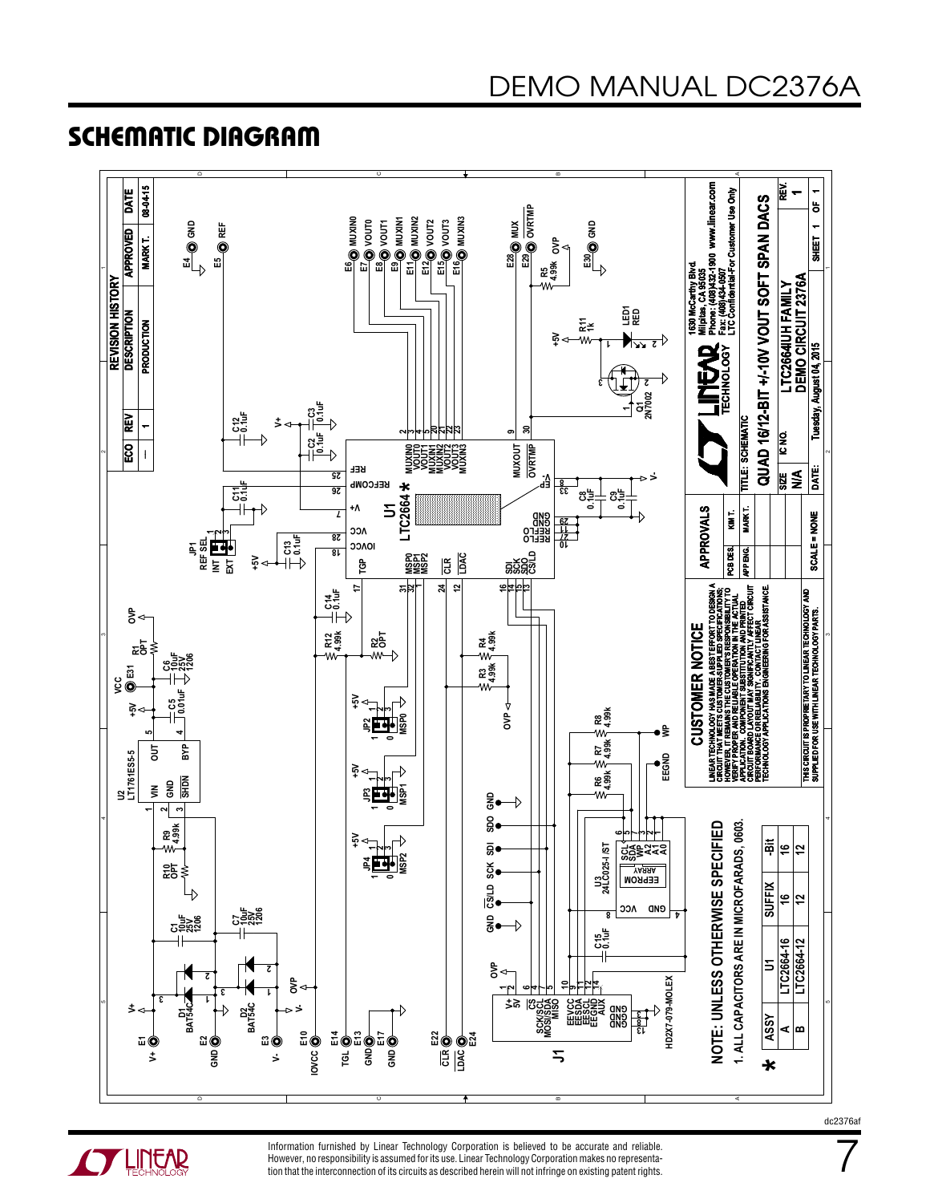## SCHEMATIC DIAGRAM

**REVISION HISTORY**

| ECO | REV | DESCRIPTION | APPROVED | DATE |
|---|---|---|---|---|
| — | 1 | PRODUCTION | MARK T. | 08-04-15 |

NOTE: UNLESS OTHERWISE SPECIFIED

1. ALL CAPACITORS ARE IN MICROFARADS, 0603.

| * ASSY | U1 | SUFFIX | -Bit |
|---|---|---|---|
| A | LTC2664-16 | 16 | 16 |
| B | LTC2664-12 | 12 | 12 |

**CUSTOMER NOTICE**

LINEAR TECHNOLOGY HAS MADE A BEST EFFORT TO DESIGN A CIRCUIT THAT MEETS CUSTOMER-SUPPLIED SPECIFICATIONS; HOWEVER, IT REMAINS THE CUSTOMER'S RESPONSIBILITY TO VERIFY PROPER AND RELIABLE OPERATION IN THE ACTUAL APPLICATION. COMPONENT SUBSTITUTION AND PRINTED CIRCUIT BOARD LAYOUT MAY SIGNIFICANTLY AFFECT CIRCUIT PERFORMANCE OR RELIABILITY. CONTACT LINEAR TECHNOLOGY APPLICATIONS ENGINEERING FOR ASSISTANCE.

THIS CIRCUIT IS PROPRIETARY TO LINEAR TECHNOLOGY AND SUPPLIED FOR USE WITH LINEAR TECHNOLOGY PARTS.

| APPROVALS | |
|---|---|
| PCB DES. | KIM T. |
| APP ENG. | MARK T. |

SCALE = NONE

1630 McCarthy Blvd.
Milpitas, CA 95035
Phone: (408)432-1900 www.linear.com
Fax: (408)434-0507
LTC Confidential-For Customer Use Only

TITLE: SCHEMATIC
QUAD 16/12-BIT +/-10V VOUT SOFT SPAN DACS

| SIZE | IC NO. | | REV. |
|---|---|---|---|
| N/A | LTC2664IUH FAMILY | DEMO CIRCUIT 2376A | 1 |

DATE: Tuesday, August 04, 2015 SHEET 1 OF 1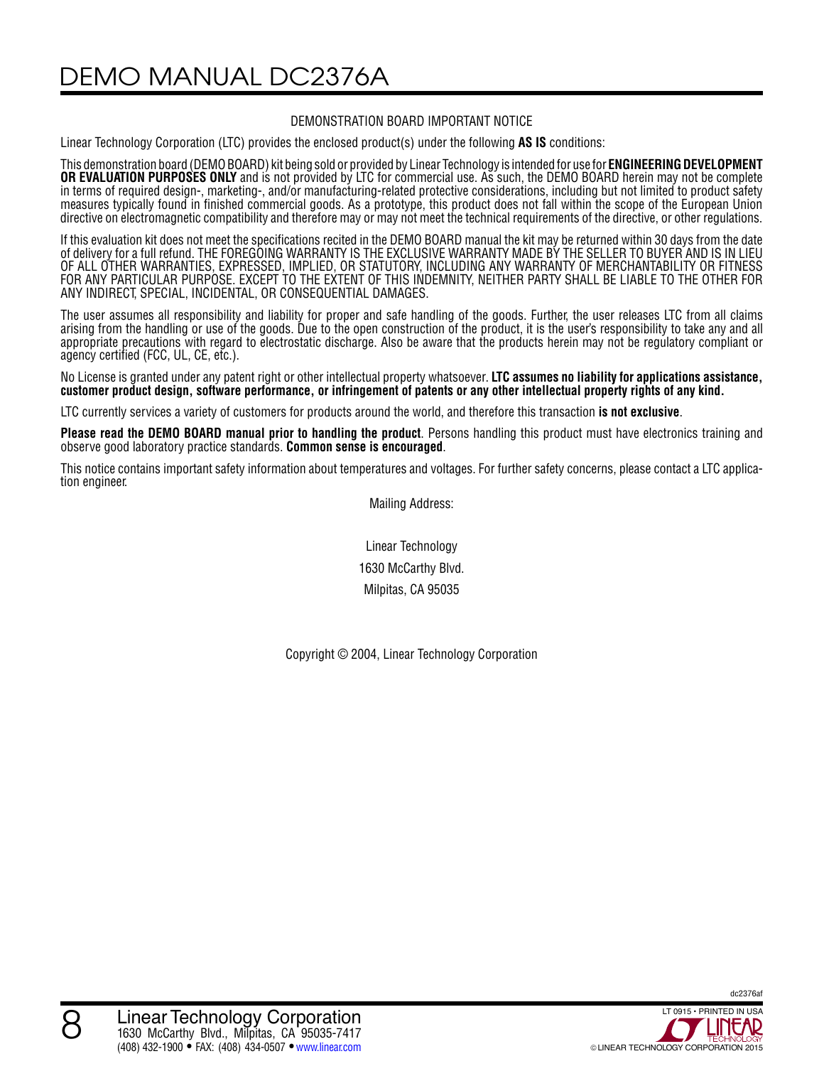## DEMONSTRATION BOARD IMPORTANT NOTICE

Linear Technology Corporation (LTC) provides the enclosed product(s) under the following **AS IS** conditions:

This demonstration board (DEMO BOARD) kit being sold or provided by Linear Technology is intended for use for **ENGINEERING DEVELOPMENT OR EVALUATION PURPOSES ONLY** and is not provided by LTC for commercial use. As such, the DEMO BOARD herein may not be complete in terms of required design-, marketing-, and/or manufacturing-related protective considerations, including but not limited to product safety measures typically found in finished commercial goods. As a prototype, this product does not fall within the scope of the European Union directive on electromagnetic compatibility and therefore may or may not meet the technical requirements of the directive, or other regulations.

If this evaluation kit does not meet the specifications recited in the DEMO BOARD manual the kit may be returned within 30 days from the date of delivery for a full refund. THE FOREGOING WARRANTY IS THE EXCLUSIVE WARRANTY MADE BY THE SELLER TO BUYER AND IS IN LIEU OF ALL OTHER WARRANTIES, EXPRESSED, IMPLIED, OR STATUTORY, INCLUDING ANY WARRANTY OF MERCHANTABILITY OR FITNESS FOR ANY PARTICULAR PURPOSE. EXCEPT TO THE EXTENT OF THIS INDEMNITY, NEITHER PARTY SHALL BE LIABLE TO THE OTHER FOR ANY INDIRECT, SPECIAL, INCIDENTAL, OR CONSEQUENTIAL DAMAGES.

The user assumes all responsibility and liability for proper and safe handling of the goods. Further, the user releases LTC from all claims arising from the handling or use of the goods. Due to the open construction of the product, it is the user's responsibility to take any and all appropriate precautions with regard to electrostatic discharge. Also be aware that the products herein may not be regulatory compliant or agency certified (FCC, UL, CE, etc.).

No License is granted under any patent right or other intellectual property whatsoever. **LTC assumes no liability for applications assistance, customer product design, software performance, or infringement of patents or any other intellectual property rights of any kind.**

LTC currently services a variety of customers for products around the world, and therefore this transaction **is not exclusive**.

**Please read the DEMO BOARD manual prior to handling the product**. Persons handling this product must have electronics training and observe good laboratory practice standards. **Common sense is encouraged**.

This notice contains important safety information about temperatures and voltages. For further safety concerns, please contact a LTC application engineer.

Mailing Address:

Linear Technology
1630 McCarthy Blvd.
Milpitas, CA 95035

Copyright © 2004, Linear Technology Corporation

Linear Technology Corporation
1630 McCarthy Blvd., Milpitas, CA 95035-7417
(408) 432-1900 • FAX: (408) 434-0507 • www.linear.com

LT 0915 • PRINTED IN USA
© LINEAR TECHNOLOGY CORPORATION 2015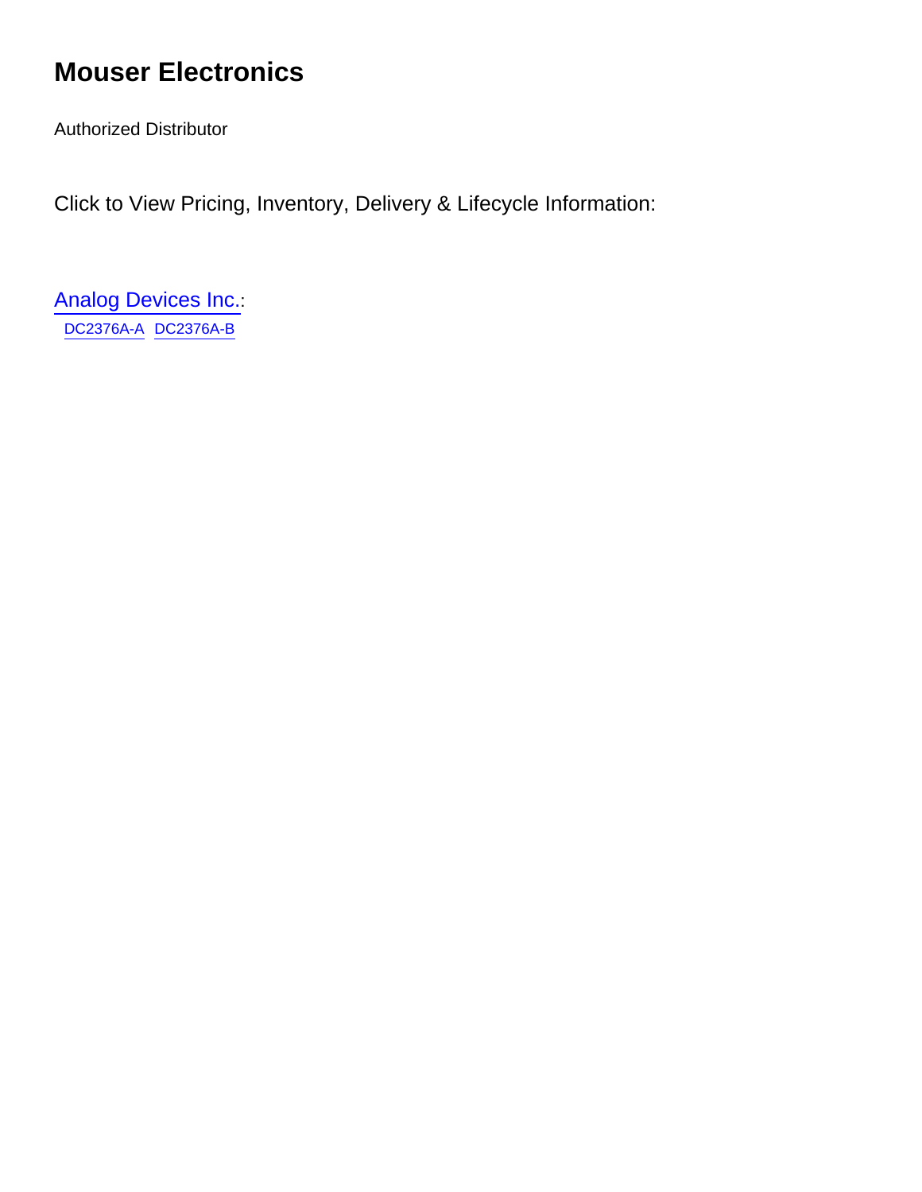# Mouser Electronics

Authorized Distributor

Click to View Pricing, Inventory, Delivery & Lifecycle Information:

Analog Devices Inc.:

DC2376A-A DC2376A-B